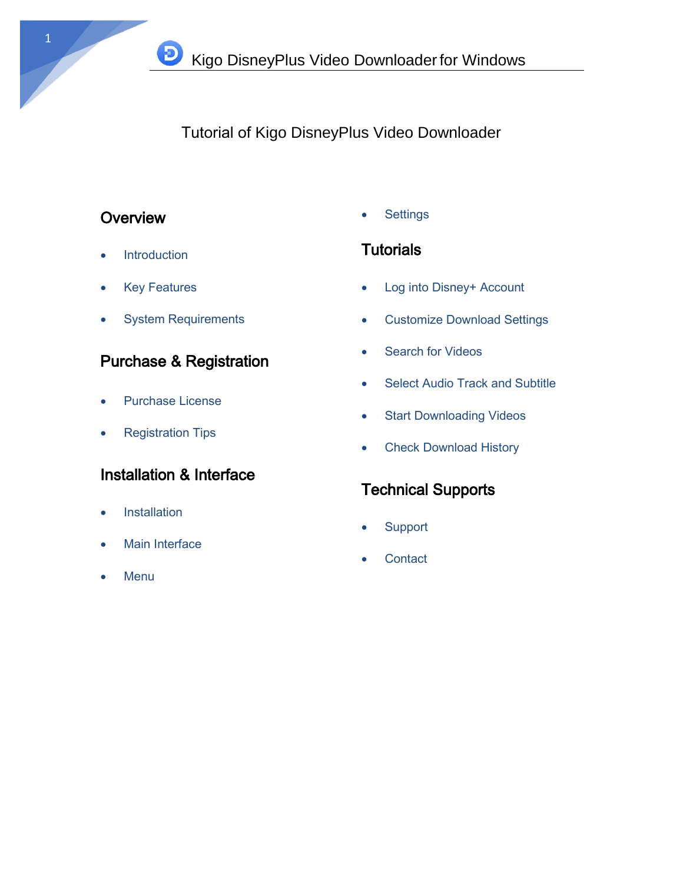# Tutorial of Kigo DisneyPlus Video Downloader

## Overview

- Introduction
- Key Features
- System Requirements

## Purchase & Registration

- Purchase License
- Registration Tips

## Installation & Interface

- Installation
- Main Interface
- Menu
- Settings

## Tutorials

- Log into Disney+ Account
- Customize Download Settings
- Search for Videos
- Select Audio Track and Subtitle
- Start Downloading Videos
- Check Download History

## Technical Supports

- Support
- Contact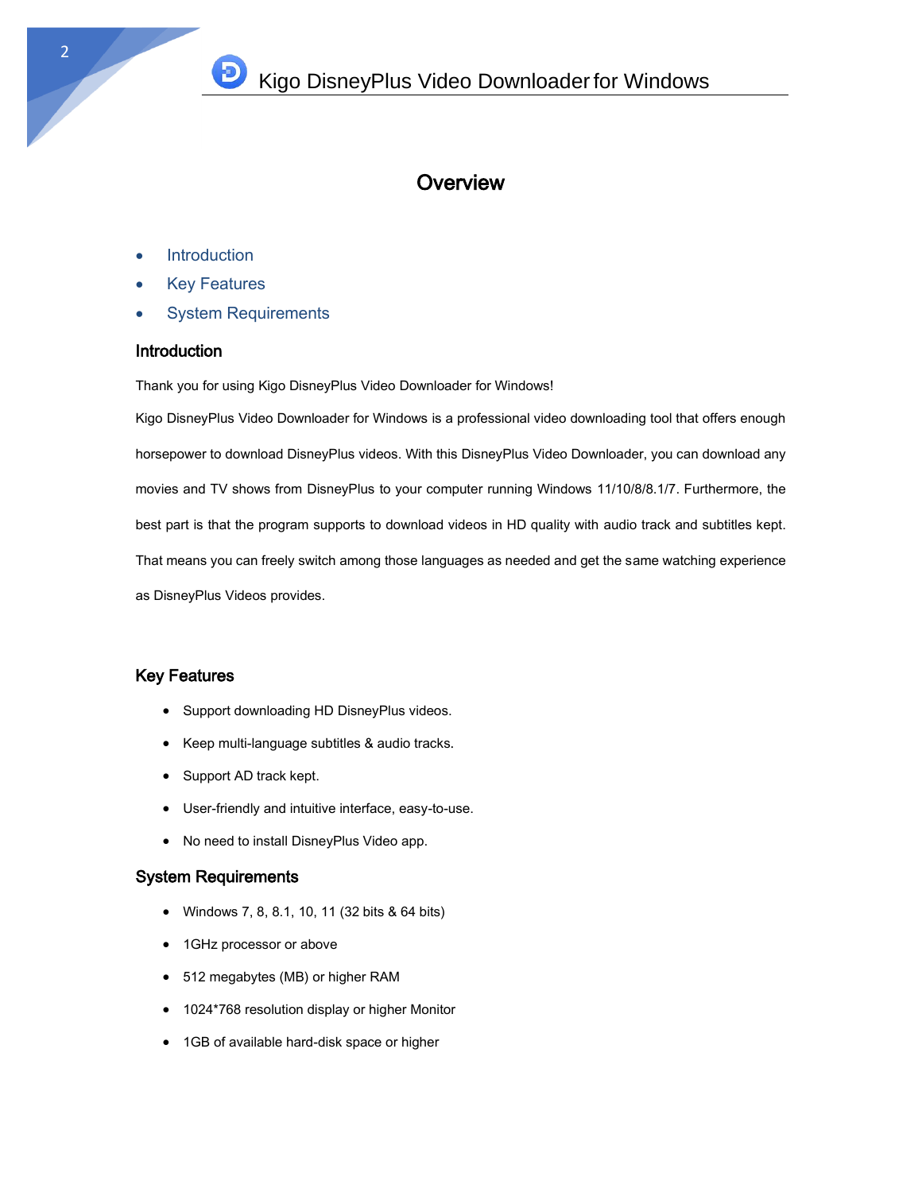# Overview

- Introduction
- Key Features
- System Requirements

## Introduction

Thank you for using Kigo DisneyPlus Video Downloader for Windows!

Kigo DisneyPlus Video Downloader for Windows is a professional video downloading tool that offers enough horsepower to download DisneyPlus videos. With this DisneyPlus Video Downloader, you can download any movies and TV shows from DisneyPlus to your computer running Windows 11/10/8/8.1/7. Furthermore, the best part is that the program supports to download videos in HD quality with audio track and subtitles kept. That means you can freely switch among those languages as needed and get the same watching experience as DisneyPlus Videos provides.

## Key Features

- Support downloading HD DisneyPlus videos.
- Keep multi-language subtitles & audio tracks.
- Support AD track kept.
- User-friendly and intuitive interface, easy-to-use.
- No need to install DisneyPlus Video app.

## System Requirements

- Windows 7, 8, 8.1, 10, 11 (32 bits & 64 bits)
- 1GHz processor or above
- 512 megabytes (MB) or higher RAM
- 1024*768 resolution display or higher Monitor
- 1GB of available hard-disk space or higher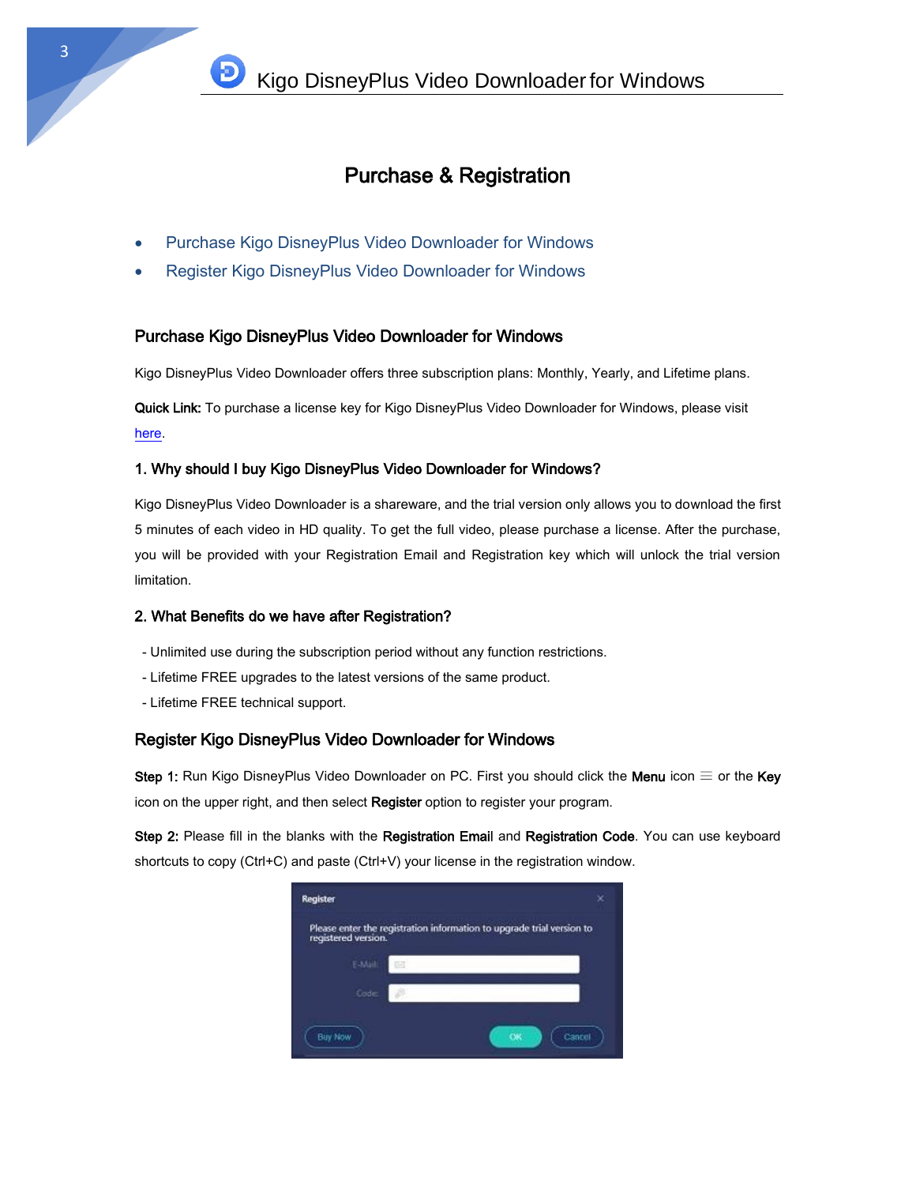# Purchase & Registration

- Purchase Kigo DisneyPlus Video Downloader for Windows
- Register Kigo DisneyPlus Video Downloader for Windows

## Purchase Kigo DisneyPlus Video Downloader for Windows

Kigo DisneyPlus Video Downloader offers three subscription plans: Monthly, Yearly, and Lifetime plans.

**Quick Link:** To purchase a license key for Kigo DisneyPlus Video Downloader for Windows, please visit here.

### 1. Why should I buy Kigo DisneyPlus Video Downloader for Windows?

Kigo DisneyPlus Video Downloader is a shareware, and the trial version only allows you to download the first 5 minutes of each video in HD quality. To get the full video, please purchase a license. After the purchase, you will be provided with your Registration Email and Registration key which will unlock the trial version limitation.

### 2. What Benefits do we have after Registration?

- Unlimited use during the subscription period without any function restrictions.
- Lifetime FREE upgrades to the latest versions of the same product.
- Lifetime FREE technical support.

## Register Kigo DisneyPlus Video Downloader for Windows

**Step 1:** Run Kigo DisneyPlus Video Downloader on PC. First you should click the **Menu** icon ≡ or the **Key** icon on the upper right, and then select **Register** option to register your program.

**Step 2:** Please fill in the blanks with the **Registration Email** and **Registration Code**. You can use keyboard shortcuts to copy (Ctrl+C) and paste (Ctrl+V) your license in the registration window.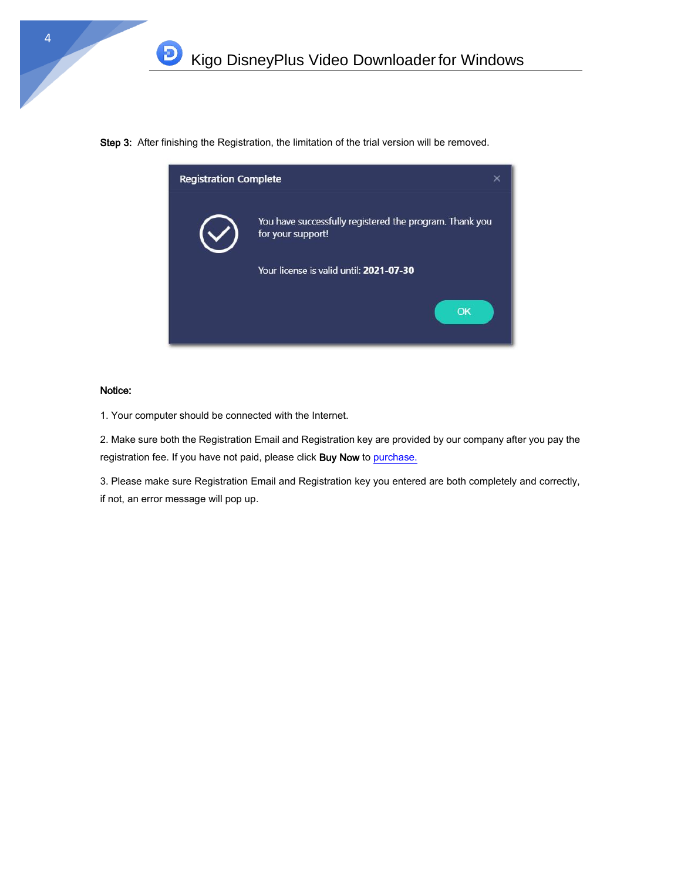**Step 3:** After finishing the Registration, the limitation of the trial version will be removed.

**Notice:**

1. Your computer should be connected with the Internet.

2. Make sure both the Registration Email and Registration key are provided by our company after you pay the registration fee. If you have not paid, please click **Buy Now** to purchase.

3. Please make sure Registration Email and Registration key you entered are both completely and correctly, if not, an error message will pop up.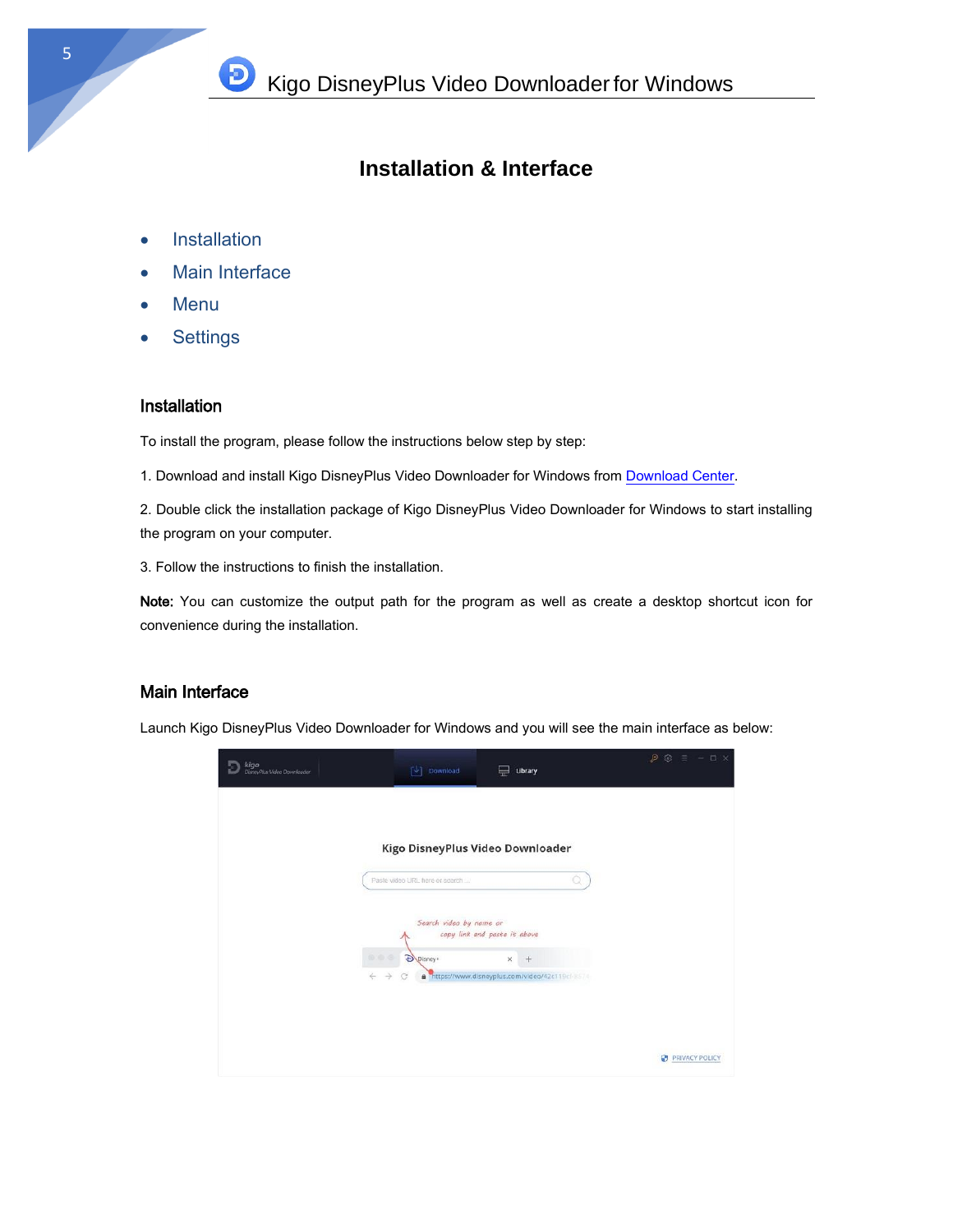# Installation & Interface

- Installation
- Main Interface
- Menu
- Settings

## Installation

To install the program, please follow the instructions below step by step:

1. Download and install Kigo DisneyPlus Video Downloader for Windows from Download Center.

2. Double click the installation package of Kigo DisneyPlus Video Downloader for Windows to start installing the program on your computer.

3. Follow the instructions to finish the installation.

**Note:** You can customize the output path for the program as well as create a desktop shortcut icon for convenience during the installation.

## Main Interface

Launch Kigo DisneyPlus Video Downloader for Windows and you will see the main interface as below: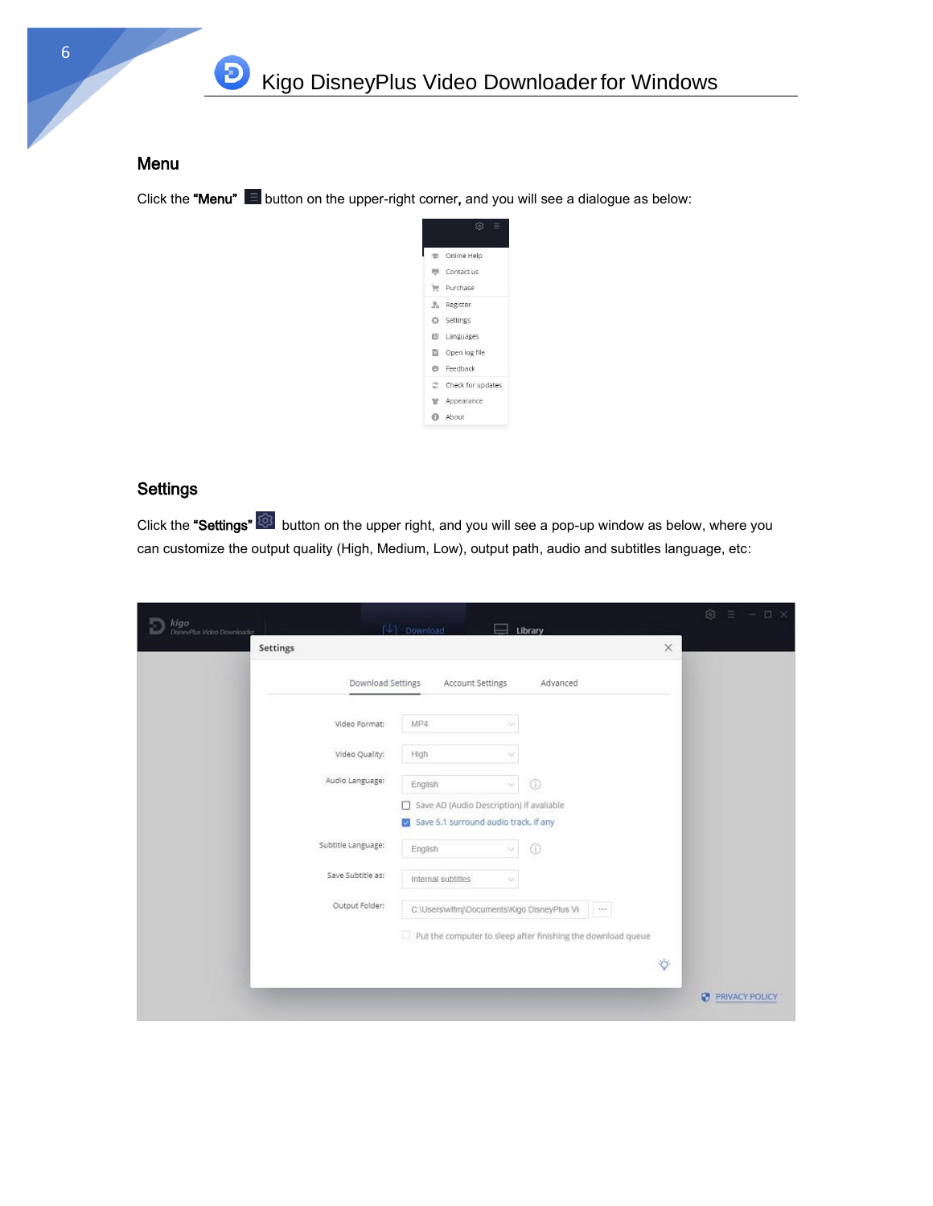## Menu

Click the **"Menu"** button on the upper-right corner, and you will see a dialogue as below:

## Settings

Click the **"Settings"** button on the upper right, and you will see a pop-up window as below, where you can customize the output quality (High, Medium, Low), output path, audio and subtitles language, etc: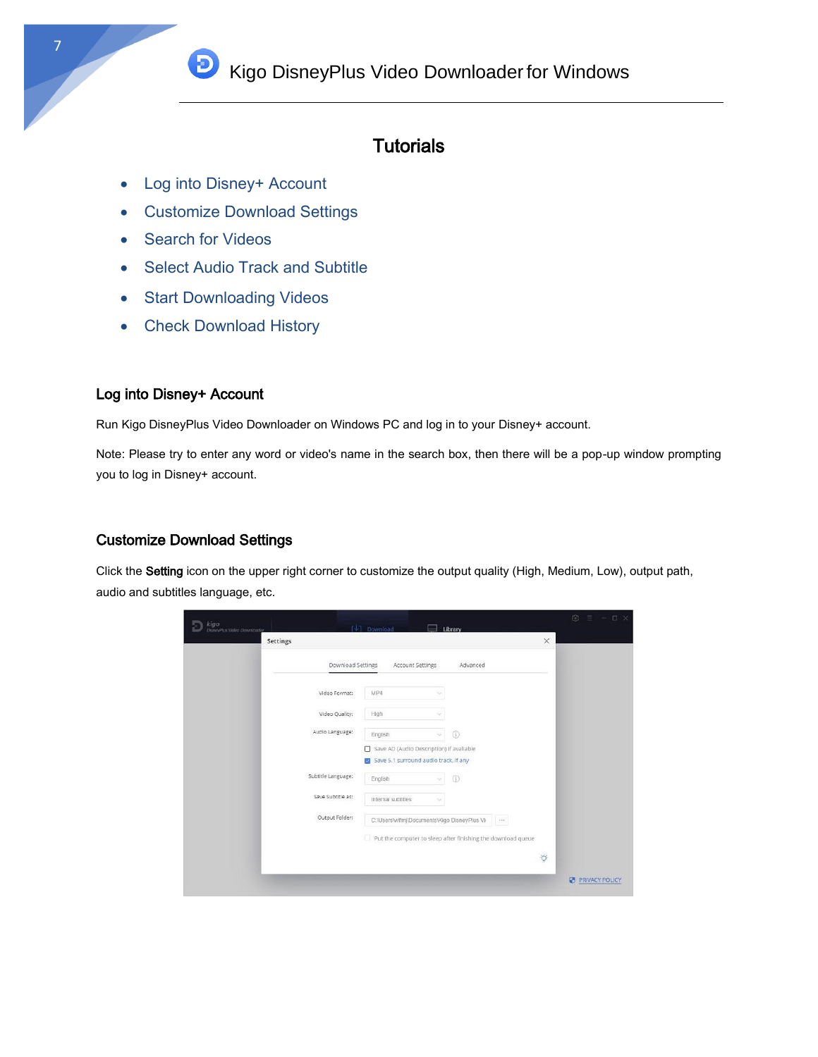## Tutorials

- Log into Disney+ Account
- Customize Download Settings
- Search for Videos
- Select Audio Track and Subtitle
- Start Downloading Videos
- Check Download History

### Log into Disney+ Account

Run Kigo DisneyPlus Video Downloader on Windows PC and log in to your Disney+ account.

Note: Please try to enter any word or video's name in the search box, then there will be a pop-up window prompting you to log in Disney+ account.

### Customize Download Settings

Click the **Setting** icon on the upper right corner to customize the output quality (High, Medium, Low), output path, audio and subtitles language, etc.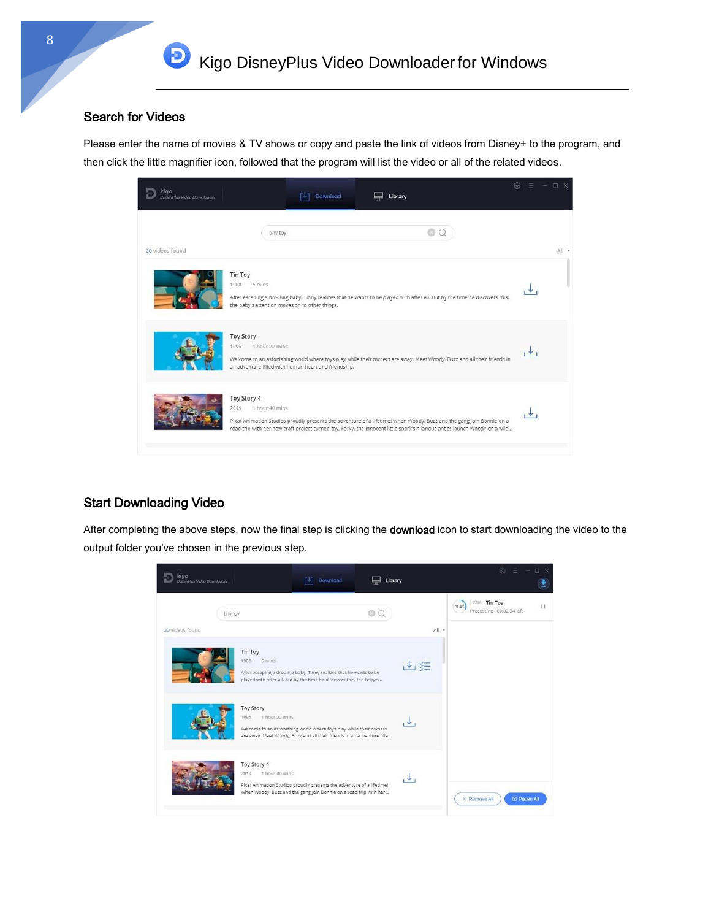## Search for Videos

Please enter the name of movies & TV shows or copy and paste the link of videos from Disney+ to the program, and then click the little magnifier icon, followed that the program will list the video or all of the related videos.

## Start Downloading Video

After completing the above steps, now the final step is clicking the **download** icon to start downloading the video to the output folder you've chosen in the previous step.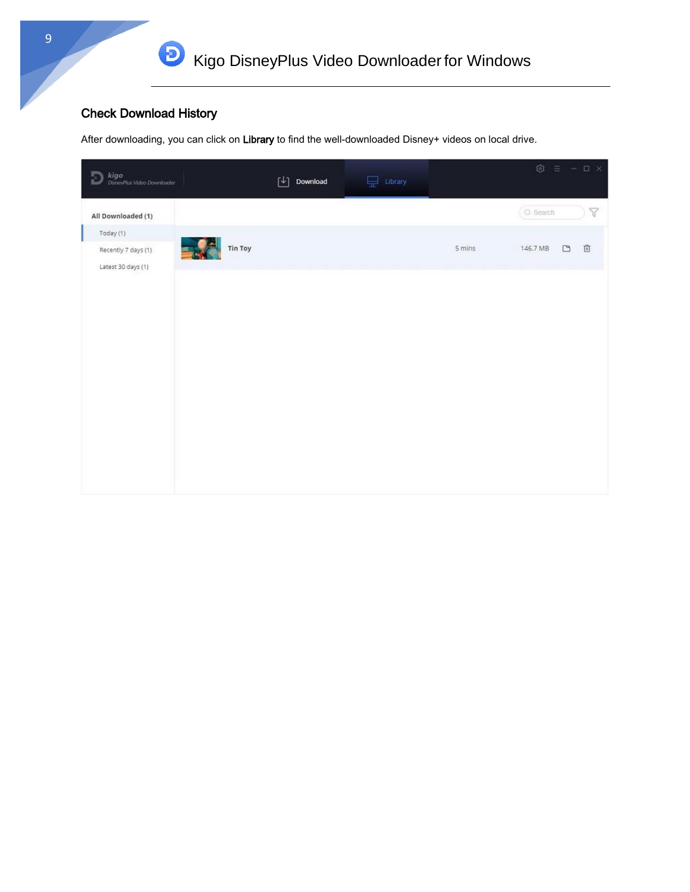## Check Download History

After downloading, you can click on **Library** to find the well-downloaded Disney+ videos on local drive.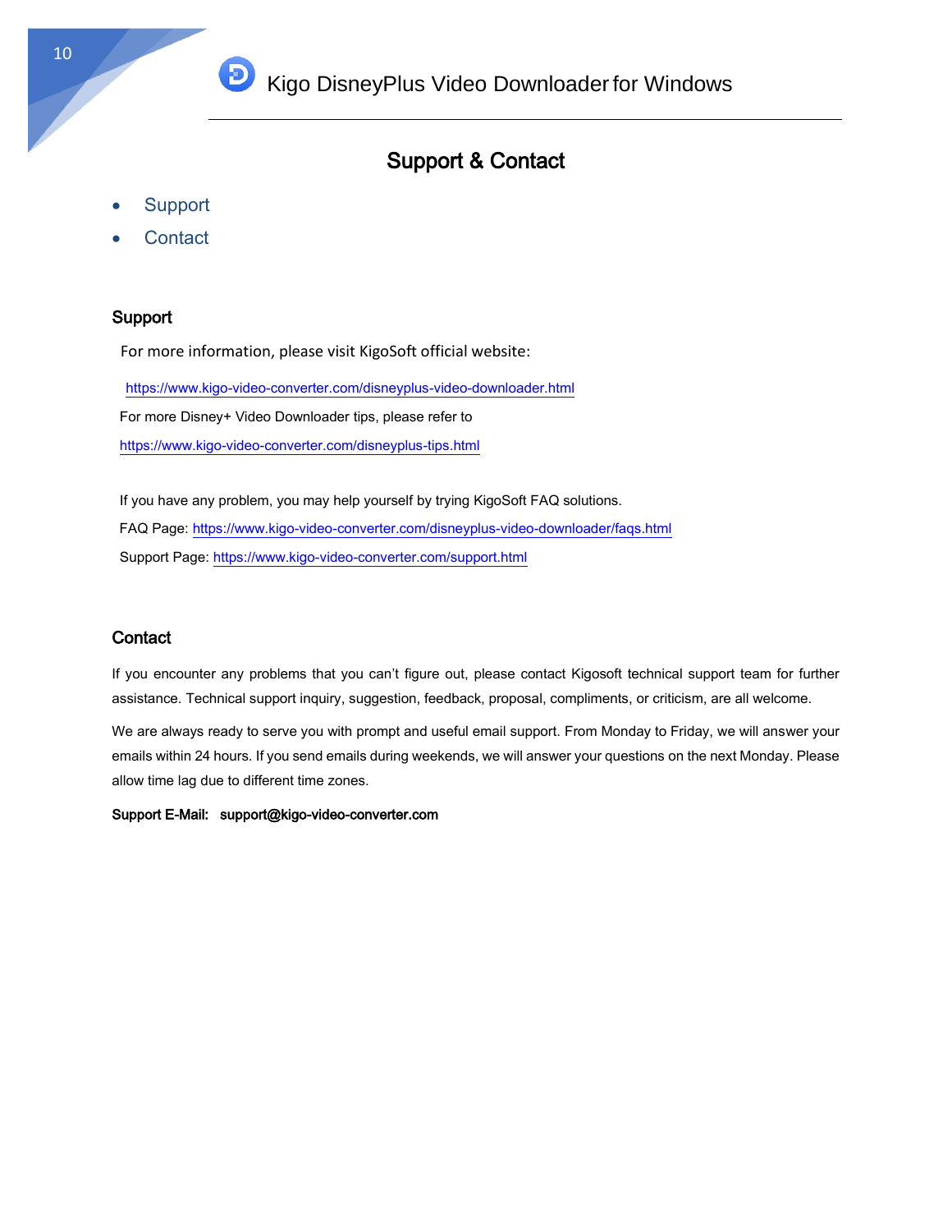# Support & Contact

- Support
- Contact

## Support

For more information, please visit KigoSoft official website:

https://www.kigo-video-converter.com/disneyplus-video-downloader.html

For more Disney+ Video Downloader tips, please refer to

https://www.kigo-video-converter.com/disneyplus-tips.html

If you have any problem, you may help yourself by trying KigoSoft FAQ solutions.

FAQ Page: https://www.kigo-video-converter.com/disneyplus-video-downloader/faqs.html

Support Page: https://www.kigo-video-converter.com/support.html

## Contact

If you encounter any problems that you can't figure out, please contact Kigosoft technical support team for further assistance. Technical support inquiry, suggestion, feedback, proposal, compliments, or criticism, are all welcome.

We are always ready to serve you with prompt and useful email support. From Monday to Friday, we will answer your emails within 24 hours. If you send emails during weekends, we will answer your questions on the next Monday. Please allow time lag due to different time zones.

**Support E-Mail: support@kigo-video-converter.com**